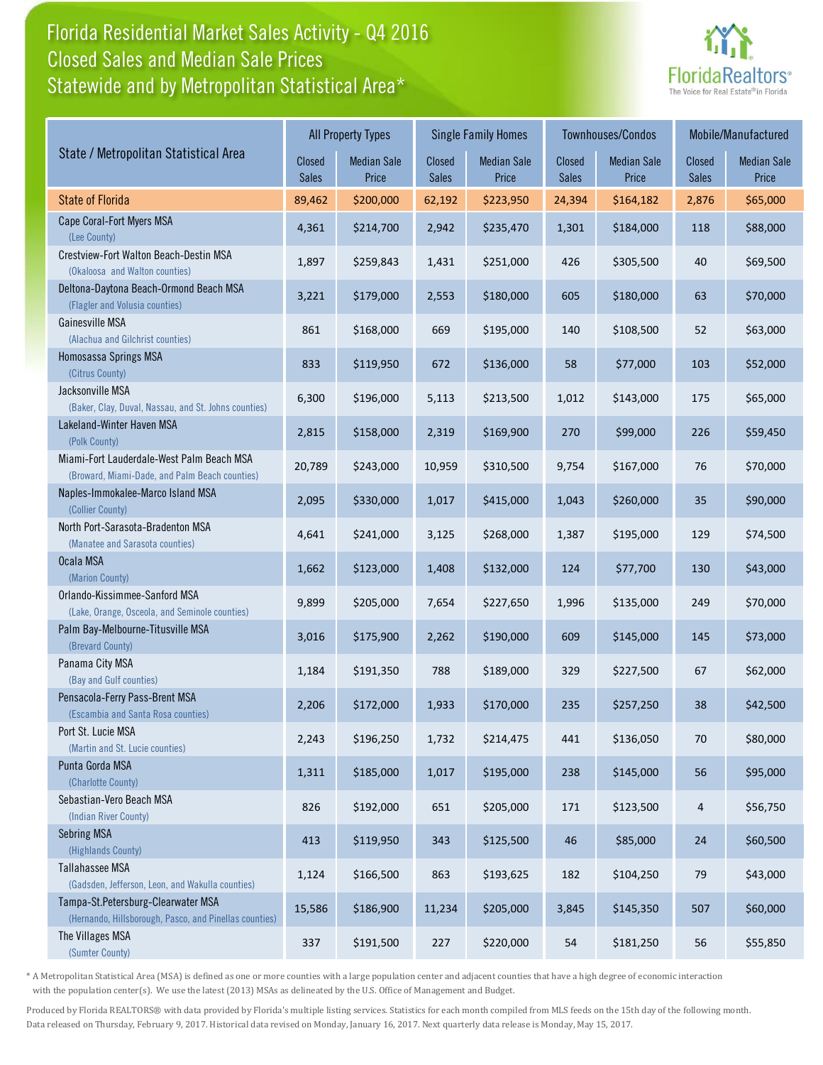# Florida Residential Market Sales Activity - Q4 2016
## Closed Sales and Median Sale Prices
## Statewide and by Metropolitan Statistical Area*

FloridaRealtors® The Voice for Real Estate® in Florida

| State / Metropolitan Statistical Area | All Property Types | | Single Family Homes | | Townhouses/Condos | | Mobile/Manufactured | |
|---|---|---|---|---|---|---|---|---|
| | Closed Sales | Median Sale Price | Closed Sales | Median Sale Price | Closed Sales | Median Sale Price | Closed Sales | Median Sale Price |
| **State of Florida** | 89,462 | $200,000 | 62,192 | $223,950 | 24,394 | $164,182 | 2,876 | $65,000 |
| Cape Coral-Fort Myers MSA (Lee County) | 4,361 | $214,700 | 2,942 | $235,470 | 1,301 | $184,000 | 118 | $88,000 |
| Crestview-Fort Walton Beach-Destin MSA (Okaloosa and Walton counties) | 1,897 | $259,843 | 1,431 | $251,000 | 426 | $305,500 | 40 | $69,500 |
| Deltona-Daytona Beach-Ormond Beach MSA (Flagler and Volusia counties) | 3,221 | $179,000 | 2,553 | $180,000 | 605 | $180,000 | 63 | $70,000 |
| Gainesville MSA (Alachua and Gilchrist counties) | 861 | $168,000 | 669 | $195,000 | 140 | $108,500 | 52 | $63,000 |
| Homosassa Springs MSA (Citrus County) | 833 | $119,950 | 672 | $136,000 | 58 | $77,000 | 103 | $52,000 |
| Jacksonville MSA (Baker, Clay, Duval, Nassau, and St. Johns counties) | 6,300 | $196,000 | 5,113 | $213,500 | 1,012 | $143,000 | 175 | $65,000 |
| Lakeland-Winter Haven MSA (Polk County) | 2,815 | $158,000 | 2,319 | $169,900 | 270 | $99,000 | 226 | $59,450 |
| Miami-Fort Lauderdale-West Palm Beach MSA (Broward, Miami-Dade, and Palm Beach counties) | 20,789 | $243,000 | 10,959 | $310,500 | 9,754 | $167,000 | 76 | $70,000 |
| Naples-Immokalee-Marco Island MSA (Collier County) | 2,095 | $330,000 | 1,017 | $415,000 | 1,043 | $260,000 | 35 | $90,000 |
| North Port-Sarasota-Bradenton MSA (Manatee and Sarasota counties) | 4,641 | $241,000 | 3,125 | $268,000 | 1,387 | $195,000 | 129 | $74,500 |
| Ocala MSA (Marion County) | 1,662 | $123,000 | 1,408 | $132,000 | 124 | $77,700 | 130 | $43,000 |
| Orlando-Kissimmee-Sanford MSA (Lake, Orange, Osceola, and Seminole counties) | 9,899 | $205,000 | 7,654 | $227,650 | 1,996 | $135,000 | 249 | $70,000 |
| Palm Bay-Melbourne-Titusville MSA (Brevard County) | 3,016 | $175,900 | 2,262 | $190,000 | 609 | $145,000 | 145 | $73,000 |
| Panama City MSA (Bay and Gulf counties) | 1,184 | $191,350 | 788 | $189,000 | 329 | $227,500 | 67 | $62,000 |
| Pensacola-Ferry Pass-Brent MSA (Escambia and Santa Rosa counties) | 2,206 | $172,000 | 1,933 | $170,000 | 235 | $257,250 | 38 | $42,500 |
| Port St. Lucie MSA (Martin and St. Lucie counties) | 2,243 | $196,250 | 1,732 | $214,475 | 441 | $136,050 | 70 | $80,000 |
| Punta Gorda MSA (Charlotte County) | 1,311 | $185,000 | 1,017 | $195,000 | 238 | $145,000 | 56 | $95,000 |
| Sebastian-Vero Beach MSA (Indian River County) | 826 | $192,000 | 651 | $205,000 | 171 | $123,500 | 4 | $56,750 |
| Sebring MSA (Highlands County) | 413 | $119,950 | 343 | $125,500 | 46 | $85,000 | 24 | $60,500 |
| Tallahassee MSA (Gadsden, Jefferson, Leon, and Wakulla counties) | 1,124 | $166,500 | 863 | $193,625 | 182 | $104,250 | 79 | $43,000 |
| Tampa-St.Petersburg-Clearwater MSA (Hernando, Hillsborough, Pasco, and Pinellas counties) | 15,586 | $186,900 | 11,234 | $205,000 | 3,845 | $145,350 | 507 | $60,000 |
| The Villages MSA (Sumter County) | 337 | $191,500 | 227 | $220,000 | 54 | $181,250 | 56 | $55,850 |

* A Metropolitan Statistical Area (MSA) is defined as one or more counties with a large population center and adjacent counties that have a high degree of economic interaction with the population center(s). We use the latest (2013) MSAs as delineated by the U.S. Office of Management and Budget.

Produced by Florida REALTORS® with data provided by Florida's multiple listing services. Statistics for each month compiled from MLS feeds on the 15th day of the following month. Data released on Thursday, February 9, 2017. Historical data revised on Monday, January 16, 2017. Next quarterly data release is Monday, May 15, 2017.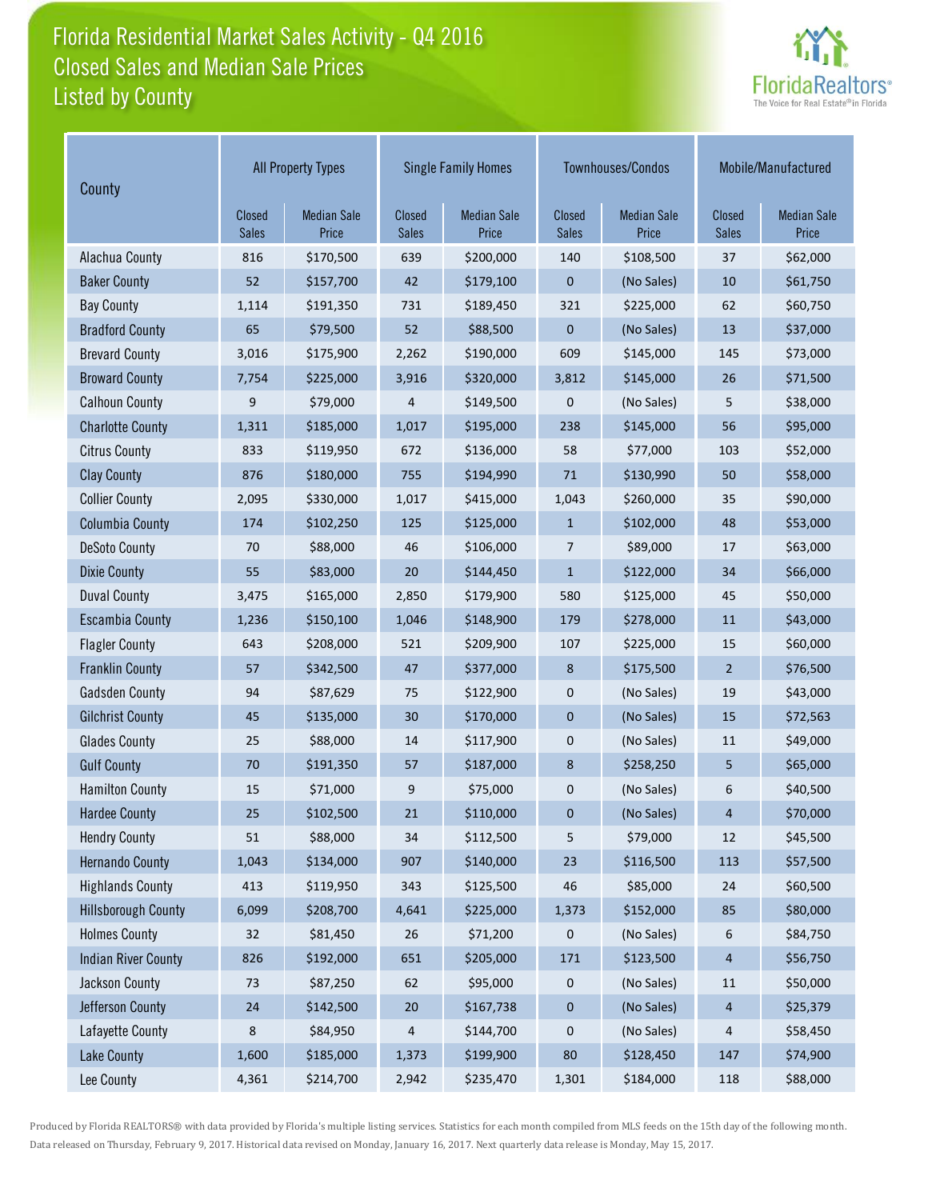# Florida Residential Market Sales Activity - Q4 2016
## Closed Sales and Median Sale Prices
## Listed by County

| County | All Property Types | | Single Family Homes | | Townhouses/Condos | | Mobile/Manufactured | |
|---|---|---|---|---|---|---|---|---|
| | Closed Sales | Median Sale Price | Closed Sales | Median Sale Price | Closed Sales | Median Sale Price | Closed Sales | Median Sale Price |
| Alachua County | 816 | $170,500 | 639 | $200,000 | 140 | $108,500 | 37 | $62,000 |
| Baker County | 52 | $157,700 | 42 | $179,100 | 0 | (No Sales) | 10 | $61,750 |
| Bay County | 1,114 | $191,350 | 731 | $189,450 | 321 | $225,000 | 62 | $60,750 |
| Bradford County | 65 | $79,500 | 52 | $88,500 | 0 | (No Sales) | 13 | $37,000 |
| Brevard County | 3,016 | $175,900 | 2,262 | $190,000 | 609 | $145,000 | 145 | $73,000 |
| Broward County | 7,754 | $225,000 | 3,916 | $320,000 | 3,812 | $145,000 | 26 | $71,500 |
| Calhoun County | 9 | $79,000 | 4 | $149,500 | 0 | (No Sales) | 5 | $38,000 |
| Charlotte County | 1,311 | $185,000 | 1,017 | $195,000 | 238 | $145,000 | 56 | $95,000 |
| Citrus County | 833 | $119,950 | 672 | $136,000 | 58 | $77,000 | 103 | $52,000 |
| Clay County | 876 | $180,000 | 755 | $194,990 | 71 | $130,990 | 50 | $58,000 |
| Collier County | 2,095 | $330,000 | 1,017 | $415,000 | 1,043 | $260,000 | 35 | $90,000 |
| Columbia County | 174 | $102,250 | 125 | $125,000 | 1 | $102,000 | 48 | $53,000 |
| DeSoto County | 70 | $88,000 | 46 | $106,000 | 7 | $89,000 | 17 | $63,000 |
| Dixie County | 55 | $83,000 | 20 | $144,450 | 1 | $122,000 | 34 | $66,000 |
| Duval County | 3,475 | $165,000 | 2,850 | $179,900 | 580 | $125,000 | 45 | $50,000 |
| Escambia County | 1,236 | $150,100 | 1,046 | $148,900 | 179 | $278,000 | 11 | $43,000 |
| Flagler County | 643 | $208,000 | 521 | $209,900 | 107 | $225,000 | 15 | $60,000 |
| Franklin County | 57 | $342,500 | 47 | $377,000 | 8 | $175,500 | 2 | $76,500 |
| Gadsden County | 94 | $87,629 | 75 | $122,900 | 0 | (No Sales) | 19 | $43,000 |
| Gilchrist County | 45 | $135,000 | 30 | $170,000 | 0 | (No Sales) | 15 | $72,563 |
| Glades County | 25 | $88,000 | 14 | $117,900 | 0 | (No Sales) | 11 | $49,000 |
| Gulf County | 70 | $191,350 | 57 | $187,000 | 8 | $258,250 | 5 | $65,000 |
| Hamilton County | 15 | $71,000 | 9 | $75,000 | 0 | (No Sales) | 6 | $40,500 |
| Hardee County | 25 | $102,500 | 21 | $110,000 | 0 | (No Sales) | 4 | $70,000 |
| Hendry County | 51 | $88,000 | 34 | $112,500 | 5 | $79,000 | 12 | $45,500 |
| Hernando County | 1,043 | $134,000 | 907 | $140,000 | 23 | $116,500 | 113 | $57,500 |
| Highlands County | 413 | $119,950 | 343 | $125,500 | 46 | $85,000 | 24 | $60,500 |
| Hillsborough County | 6,099 | $208,700 | 4,641 | $225,000 | 1,373 | $152,000 | 85 | $80,000 |
| Holmes County | 32 | $81,450 | 26 | $71,200 | 0 | (No Sales) | 6 | $84,750 |
| Indian River County | 826 | $192,000 | 651 | $205,000 | 171 | $123,500 | 4 | $56,750 |
| Jackson County | 73 | $87,250 | 62 | $95,000 | 0 | (No Sales) | 11 | $50,000 |
| Jefferson County | 24 | $142,500 | 20 | $167,738 | 0 | (No Sales) | 4 | $25,379 |
| Lafayette County | 8 | $84,950 | 4 | $144,700 | 0 | (No Sales) | 4 | $58,450 |
| Lake County | 1,600 | $185,000 | 1,373 | $199,900 | 80 | $128,450 | 147 | $74,900 |
| Lee County | 4,361 | $214,700 | 2,942 | $235,470 | 1,301 | $184,000 | 118 | $88,000 |

Produced by Florida REALTORS® with data provided by Florida's multiple listing services. Statistics for each month compiled from MLS feeds on the 15th day of the following month. Data released on Thursday, February 9, 2017. Historical data revised on Monday, January 16, 2017. Next quarterly data release is Monday, May 15, 2017.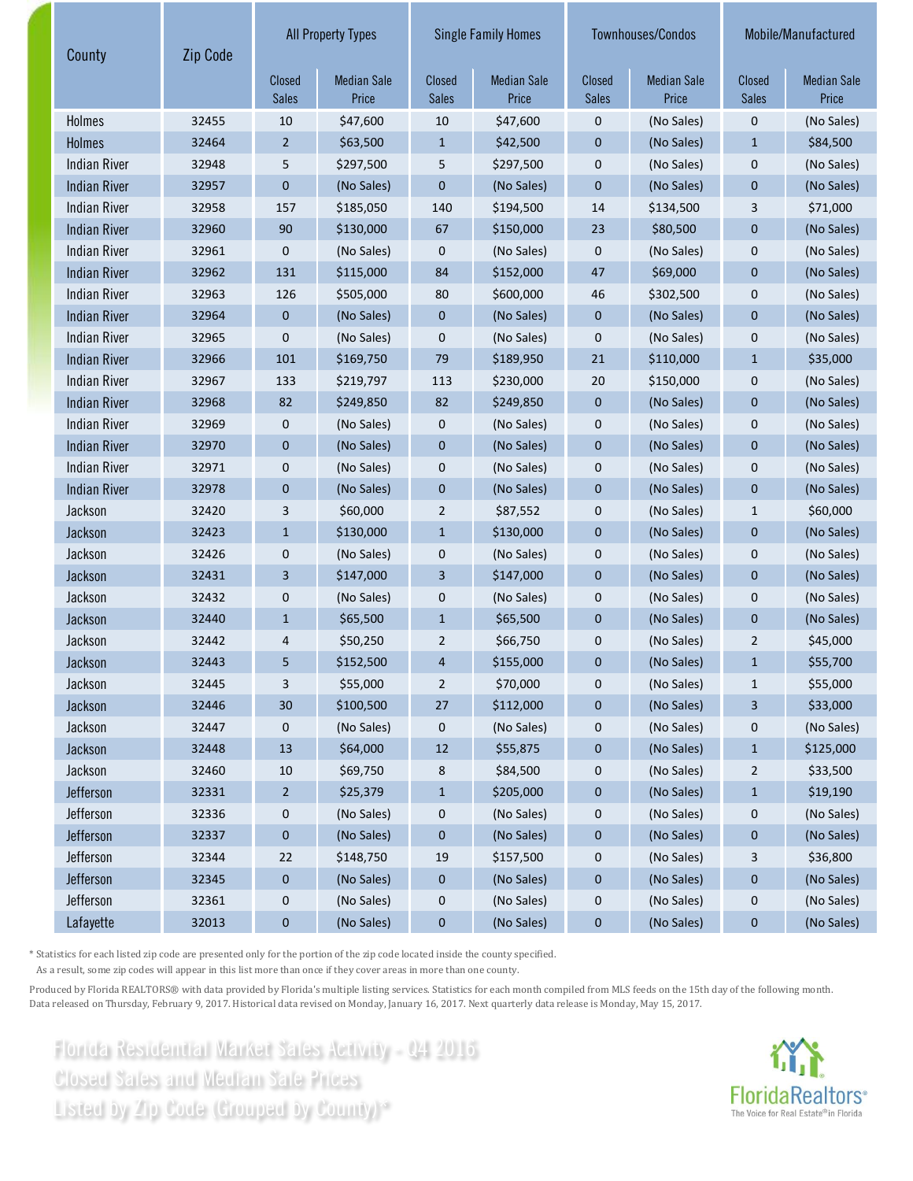| County | Zip Code | All Property Types | | Single Family Homes | | Townhouses/Condos | | Mobile/Manufactured | |
|---|---|---|---|---|---|---|---|---|---|
| | | Closed Sales | Median Sale Price | Closed Sales | Median Sale Price | Closed Sales | Median Sale Price | Closed Sales | Median Sale Price |
| Holmes | 32455 | 10 | $47,600 | 10 | $47,600 | 0 | (No Sales) | 0 | (No Sales) |
| Holmes | 32464 | 2 | $63,500 | 1 | $42,500 | 0 | (No Sales) | 1 | $84,500 |
| Indian River | 32948 | 5 | $297,500 | 5 | $297,500 | 0 | (No Sales) | 0 | (No Sales) |
| Indian River | 32957 | 0 | (No Sales) | 0 | (No Sales) | 0 | (No Sales) | 0 | (No Sales) |
| Indian River | 32958 | 157 | $185,050 | 140 | $194,500 | 14 | $134,500 | 3 | $71,000 |
| Indian River | 32960 | 90 | $130,000 | 67 | $150,000 | 23 | $80,500 | 0 | (No Sales) |
| Indian River | 32961 | 0 | (No Sales) | 0 | (No Sales) | 0 | (No Sales) | 0 | (No Sales) |
| Indian River | 32962 | 131 | $115,000 | 84 | $152,000 | 47 | $69,000 | 0 | (No Sales) |
| Indian River | 32963 | 126 | $505,000 | 80 | $600,000 | 46 | $302,500 | 0 | (No Sales) |
| Indian River | 32964 | 0 | (No Sales) | 0 | (No Sales) | 0 | (No Sales) | 0 | (No Sales) |
| Indian River | 32965 | 0 | (No Sales) | 0 | (No Sales) | 0 | (No Sales) | 0 | (No Sales) |
| Indian River | 32966 | 101 | $169,750 | 79 | $189,950 | 21 | $110,000 | 1 | $35,000 |
| Indian River | 32967 | 133 | $219,797 | 113 | $230,000 | 20 | $150,000 | 0 | (No Sales) |
| Indian River | 32968 | 82 | $249,850 | 82 | $249,850 | 0 | (No Sales) | 0 | (No Sales) |
| Indian River | 32969 | 0 | (No Sales) | 0 | (No Sales) | 0 | (No Sales) | 0 | (No Sales) |
| Indian River | 32970 | 0 | (No Sales) | 0 | (No Sales) | 0 | (No Sales) | 0 | (No Sales) |
| Indian River | 32971 | 0 | (No Sales) | 0 | (No Sales) | 0 | (No Sales) | 0 | (No Sales) |
| Indian River | 32978 | 0 | (No Sales) | 0 | (No Sales) | 0 | (No Sales) | 0 | (No Sales) |
| Jackson | 32420 | 3 | $60,000 | 2 | $87,552 | 0 | (No Sales) | 1 | $60,000 |
| Jackson | 32423 | 1 | $130,000 | 1 | $130,000 | 0 | (No Sales) | 0 | (No Sales) |
| Jackson | 32426 | 0 | (No Sales) | 0 | (No Sales) | 0 | (No Sales) | 0 | (No Sales) |
| Jackson | 32431 | 3 | $147,000 | 3 | $147,000 | 0 | (No Sales) | 0 | (No Sales) |
| Jackson | 32432 | 0 | (No Sales) | 0 | (No Sales) | 0 | (No Sales) | 0 | (No Sales) |
| Jackson | 32440 | 1 | $65,500 | 1 | $65,500 | 0 | (No Sales) | 0 | (No Sales) |
| Jackson | 32442 | 4 | $50,250 | 2 | $66,750 | 0 | (No Sales) | 2 | $45,000 |
| Jackson | 32443 | 5 | $152,500 | 4 | $155,000 | 0 | (No Sales) | 1 | $55,700 |
| Jackson | 32445 | 3 | $55,000 | 2 | $70,000 | 0 | (No Sales) | 1 | $55,000 |
| Jackson | 32446 | 30 | $100,500 | 27 | $112,000 | 0 | (No Sales) | 3 | $33,000 |
| Jackson | 32447 | 0 | (No Sales) | 0 | (No Sales) | 0 | (No Sales) | 0 | (No Sales) |
| Jackson | 32448 | 13 | $64,000 | 12 | $55,875 | 0 | (No Sales) | 1 | $125,000 |
| Jackson | 32460 | 10 | $69,750 | 8 | $84,500 | 0 | (No Sales) | 2 | $33,500 |
| Jefferson | 32331 | 2 | $25,379 | 1 | $205,000 | 0 | (No Sales) | 1 | $19,190 |
| Jefferson | 32336 | 0 | (No Sales) | 0 | (No Sales) | 0 | (No Sales) | 0 | (No Sales) |
| Jefferson | 32337 | 0 | (No Sales) | 0 | (No Sales) | 0 | (No Sales) | 0 | (No Sales) |
| Jefferson | 32344 | 22 | $148,750 | 19 | $157,500 | 0 | (No Sales) | 3 | $36,800 |
| Jefferson | 32345 | 0 | (No Sales) | 0 | (No Sales) | 0 | (No Sales) | 0 | (No Sales) |
| Jefferson | 32361 | 0 | (No Sales) | 0 | (No Sales) | 0 | (No Sales) | 0 | (No Sales) |
| Lafayette | 32013 | 0 | (No Sales) | 0 | (No Sales) | 0 | (No Sales) | 0 | (No Sales) |

* Statistics for each listed zip code are presented only for the portion of the zip code located inside the county specified. As a result, some zip codes will appear in this list more than once if they cover areas in more than one county.

Produced by Florida REALTORS® with data provided by Florida's multiple listing services. Statistics for each month compiled from MLS feeds on the 15th day of the following month. Data released on Thursday, February 9, 2017. Historical data revised on Monday, January 16, 2017. Next quarterly data release is Monday, May 15, 2017.

Florida Residential Market Sales Activity - Q4 2016
Closed Sales and Median Sale Prices
Listed by Zip Code (Grouped by County)*

FloridaRealtors®
The Voice for Real Estate® in Florida